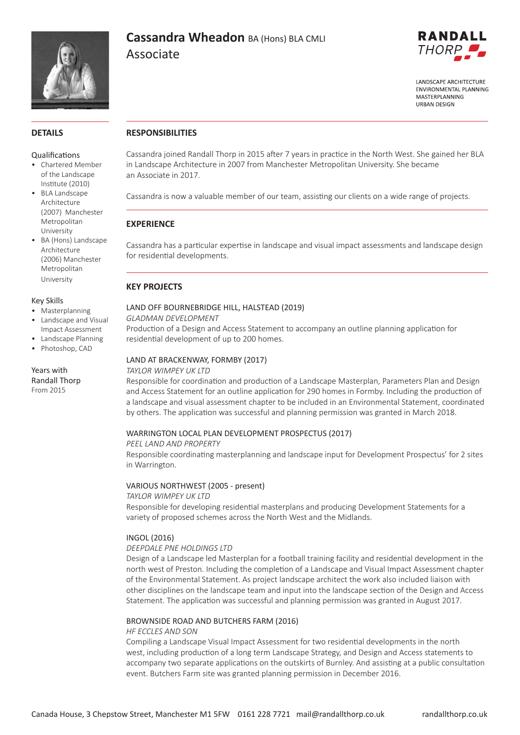# Cassandra Wheadon BA (Hons) BLA CMLI

## Associate

RANDALL THORP

LANDSCAPE ARCHITECTURE
ENVIRONMENTAL PLANNING
MASTERPLANNING
URBAN DESIGN

## DETAILS

Qualifications

- Chartered Member of the Landscape Institute (2010)
- BLA Landscape Architecture (2007) Manchester Metropolitan University
- BA (Hons) Landscape Architecture (2006) Manchester Metropolitan University

Key Skills

- Masterplanning
- Landscape and Visual Impact Assessment
- Landscape Planning
- Photoshop, CAD

Years with Randall Thorp
From 2015

## RESPONSIBILITIES

Cassandra joined Randall Thorp in 2015 after 7 years in practice in the North West. She gained her BLA in Landscape Architecture in 2007 from Manchester Metropolitan University. She became an Associate in 2017.

Cassandra is now a valuable member of our team, assisting our clients on a wide range of projects.

## EXPERIENCE

Cassandra has a particular expertise in landscape and visual impact assessments and landscape design for residential developments.

## KEY PROJECTS

LAND OFF BOURNEBRIDGE HILL, HALSTEAD (2019)
*GLADMAN DEVELOPMENT*
Production of a Design and Access Statement to accompany an outline planning application for residential development of up to 200 homes.

LAND AT BRACKENWAY, FORMBY (2017)
*TAYLOR WIMPEY UK LTD*
Responsible for coordination and production of a Landscape Masterplan, Parameters Plan and Design and Access Statement for an outline application for 290 homes in Formby. Including the production of a landscape and visual assessment chapter to be included in an Environmental Statement, coordinated by others. The application was successful and planning permission was granted in March 2018.

WARRINGTON LOCAL PLAN DEVELOPMENT PROSPECTUS (2017)
*PEEL LAND AND PROPERTY*
Responsible coordinating masterplanning and landscape input for Development Prospectus' for 2 sites in Warrington.

VARIOUS NORTHWEST (2005 - present)
*TAYLOR WIMPEY UK LTD*
Responsible for developing residential masterplans and producing Development Statements for a variety of proposed schemes across the North West and the Midlands.

INGOL (2016)
*DEEPDALE PNE HOLDINGS LTD*
Design of a Landscape led Masterplan for a football training facility and residential development in the north west of Preston. Including the completion of a Landscape and Visual Impact Assessment chapter of the Environmental Statement. As project landscape architect the work also included liaison with other disciplines on the landscape team and input into the landscape section of the Design and Access Statement. The application was successful and planning permission was granted in August 2017.

BROWNSIDE ROAD AND BUTCHERS FARM (2016)
*HF ECCLES AND SON*
Compiling a Landscape Visual Impact Assessment for two residential developments in the north west, including production of a long term Landscape Strategy, and Design and Access statements to accompany two separate applications on the outskirts of Burnley. And assisting at a public consultation event. Butchers Farm site was granted planning permission in December 2016.

Canada House, 3 Chepstow Street, Manchester M1 5FW 0161 228 7721 mail@randallthorp.co.uk randallthorp.co.uk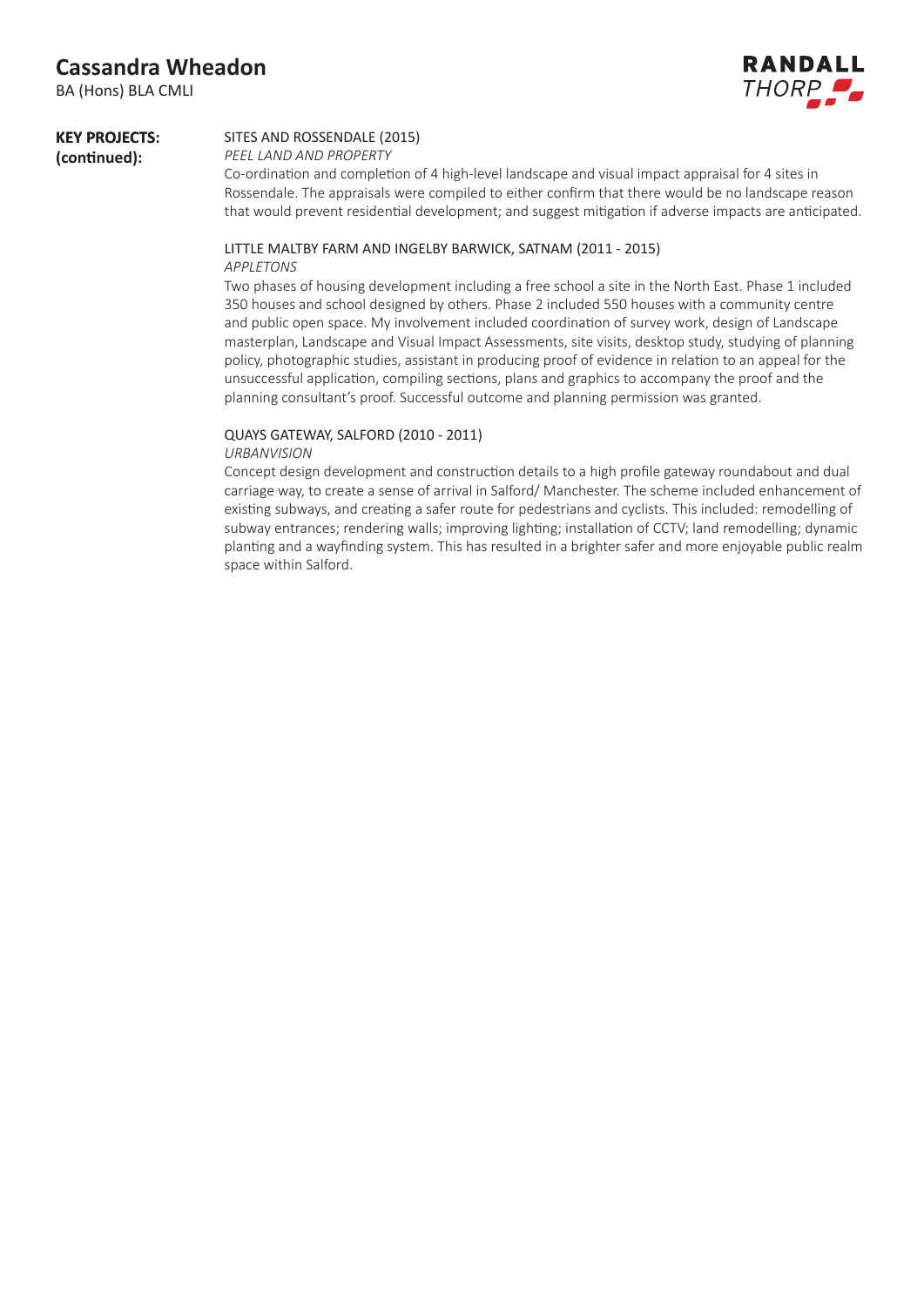# Cassandra Wheadon

BA (Hons) BLA CMLI

**KEY PROJECTS: (continued):**

SITES AND ROSSENDALE (2015)

*PEEL LAND AND PROPERTY*

Co-ordination and completion of 4 high-level landscape and visual impact appraisal for 4 sites in Rossendale. The appraisals were compiled to either confirm that there would be no landscape reason that would prevent residential development; and suggest mitigation if adverse impacts are anticipated.

LITTLE MALTBY FARM AND INGELBY BARWICK, SATNAM (2011 - 2015)

*APPLETONS*

Two phases of housing development including a free school a site in the North East. Phase 1 included 350 houses and school designed by others. Phase 2 included 550 houses with a community centre and public open space. My involvement included coordination of survey work, design of Landscape masterplan, Landscape and Visual Impact Assessments, site visits, desktop study, studying of planning policy, photographic studies, assistant in producing proof of evidence in relation to an appeal for the unsuccessful application, compiling sections, plans and graphics to accompany the proof and the planning consultant's proof. Successful outcome and planning permission was granted.

QUAYS GATEWAY, SALFORD (2010 - 2011)

*URBANVISION*

Concept design development and construction details to a high profile gateway roundabout and dual carriage way, to create a sense of arrival in Salford/ Manchester. The scheme included enhancement of existing subways, and creating a safer route for pedestrians and cyclists. This included: remodelling of subway entrances; rendering walls; improving lighting; installation of CCTV; land remodelling; dynamic planting and a wayfinding system. This has resulted in a brighter safer and more enjoyable public realm space within Salford.